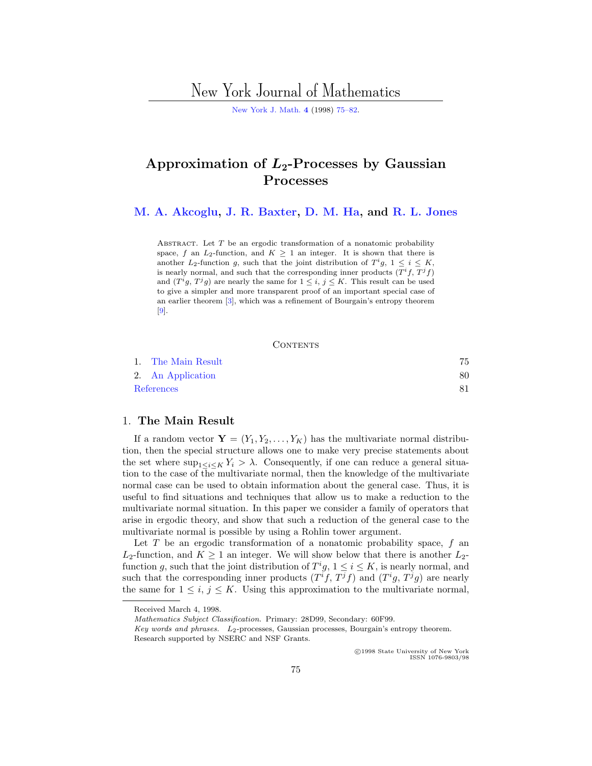# Approximation of $L_2$-Processes by Gaussian Processes

**M. A. Akcoglu, J. R. Baxter, D. M. Ha, and R. L. Jones**

Abstract. Let $T$ be an ergodic transformation of a nonatomic probability space, $f$ an $L_2$-function, and $K \geq 1$ an integer. It is shown that there is another $L_2$-function $g$, such that the joint distribution of $T^i g$, $1 \leq i \leq K$, is nearly normal, and such that the corresponding inner products $(T^i f, T^j f)$ and $(T^i g, T^j g)$ are nearly the same for $1 \leq i, j \leq K$. This result can be used to give a simpler and more transparent proof of an important special case of an earlier theorem [3], which was a refinement of Bourgain's entropy theorem [9].

Contents

| | |
|---|---|
| 1. The Main Result | 75 |
| 2. An Application | 80 |
| References | 81 |

## 1. The Main Result

If a random vector $\mathbf{Y} = (Y_1, Y_2, \ldots, Y_K)$ has the multivariate normal distribution, then the special structure allows one to make very precise statements about the set where $\sup_{1 \leq i \leq K} Y_i > \lambda$. Consequently, if one can reduce a general situation to the case of the multivariate normal, then the knowledge of the multivariate normal case can be used to obtain information about the general case. Thus, it is useful to find situations and techniques that allow us to make a reduction to the multivariate normal situation. In this paper we consider a family of operators that arise in ergodic theory, and show that such a reduction of the general case to the multivariate normal is possible by using a Rohlin tower argument.

Let $T$ be an ergodic transformation of a nonatomic probability space, $f$ an $L_2$-function, and $K \geq 1$ an integer. We will show below that there is another $L_2$-function $g$, such that the joint distribution of $T^i g$, $1 \leq i \leq K$, is nearly normal, and such that the corresponding inner products $(T^i f, T^j f)$ and $(T^i g, T^j g)$ are nearly the same for $1 \leq i, j \leq K$. Using this approximation to the multivariate normal,

Received March 4, 1998.

*Mathematics Subject Classification.* Primary: 28D99, Secondary: 60F99.

*Key words and phrases.* $L_2$-processes, Gaussian processes, Bourgain's entropy theorem.

Research supported by NSERC and NSF Grants.

©1998 State University of New York
ISSN 1076-9803/98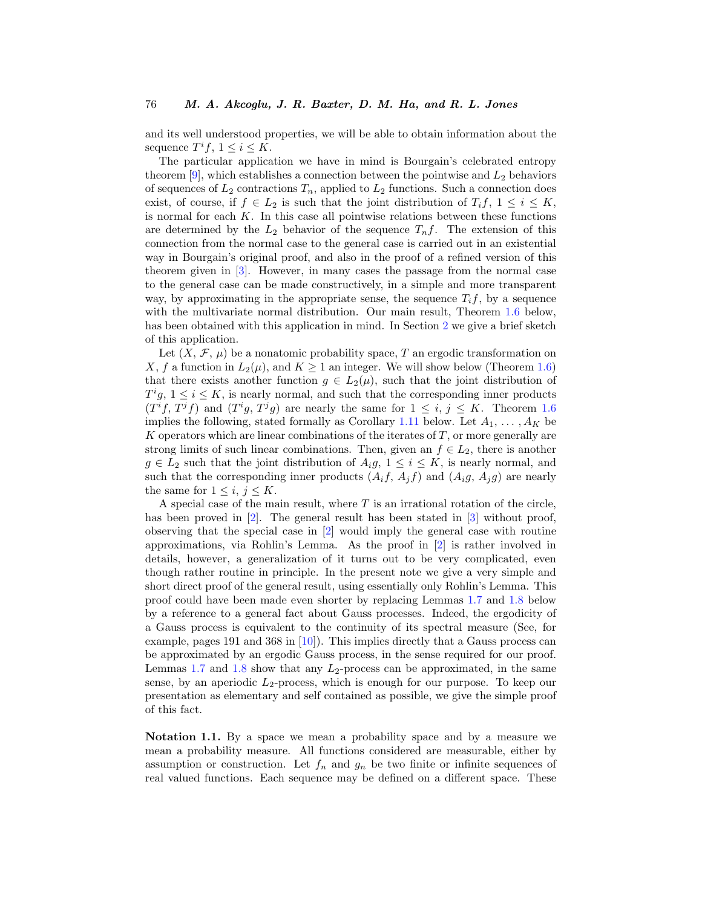and its well understood properties, we will be able to obtain information about the sequence $T^i f$, $1 \le i \le K$.

The particular application we have in mind is Bourgain's celebrated entropy theorem [9], which establishes a connection between the pointwise and $L_2$ behaviors of sequences of $L_2$ contractions $T_n$, applied to $L_2$ functions. Such a connection does exist, of course, if $f \in L_2$ is such that the joint distribution of $T_i f$, $1 \le i \le K$, is normal for each $K$. In this case all pointwise relations between these functions are determined by the $L_2$ behavior of the sequence $T_n f$. The extension of this connection from the normal case to the general case is carried out in an existential way in Bourgain's original proof, and also in the proof of a refined version of this theorem given in [3]. However, in many cases the passage from the normal case to the general case can be made constructively, in a simple and more transparent way, by approximating in the appropriate sense, the sequence $T_i f$, by a sequence with the multivariate normal distribution. Our main result, Theorem 1.6 below, has been obtained with this application in mind. In Section 2 we give a brief sketch of this application.

Let $(X, \mathcal{F}, \mu)$ be a nonatomic probability space, $T$ an ergodic transformation on $X$, $f$ a function in $L_2(\mu)$, and $K \ge 1$ an integer. We will show below (Theorem 1.6) that there exists another function $g \in L_2(\mu)$, such that the joint distribution of $T^i g$, $1 \le i \le K$, is nearly normal, and such that the corresponding inner products $(T^i f, T^j f)$ and $(T^i g, T^j g)$ are nearly the same for $1 \le i, j \le K$. Theorem 1.6 implies the following, stated formally as Corollary 1.11 below. Let $A_1, \ldots, A_K$ be $K$ operators which are linear combinations of the iterates of $T$, or more generally are strong limits of such linear combinations. Then, given an $f \in L_2$, there is another $g \in L_2$ such that the joint distribution of $A_i g$, $1 \le i \le K$, is nearly normal, and such that the corresponding inner products $(A_i f, A_j f)$ and $(A_i g, A_j g)$ are nearly the same for $1 \le i, j \le K$.

A special case of the main result, where $T$ is an irrational rotation of the circle, has been proved in [2]. The general result has been stated in [3] without proof, observing that the special case in [2] would imply the general case with routine approximations, via Rohlin's Lemma. As the proof in [2] is rather involved in details, however, a generalization of it turns out to be very complicated, even though rather routine in principle. In the present note we give a very simple and short direct proof of the general result, using essentially only Rohlin's Lemma. This proof could have been made even shorter by replacing Lemmas 1.7 and 1.8 below by a reference to a general fact about Gauss processes. Indeed, the ergodicity of a Gauss process is equivalent to the continuity of its spectral measure (See, for example, pages 191 and 368 in [10]). This implies directly that a Gauss process can be approximated by an ergodic Gauss process, in the sense required for our proof. Lemmas 1.7 and 1.8 show that any $L_2$-process can be approximated, in the same sense, by an aperiodic $L_2$-process, which is enough for our purpose. To keep our presentation as elementary and self contained as possible, we give the simple proof of this fact.

**Notation 1.1.** By a space we mean a probability space and by a measure we mean a probability measure. All functions considered are measurable, either by assumption or construction. Let $f_n$ and $g_n$ be two finite or infinite sequences of real valued functions. Each sequence may be defined on a different space. These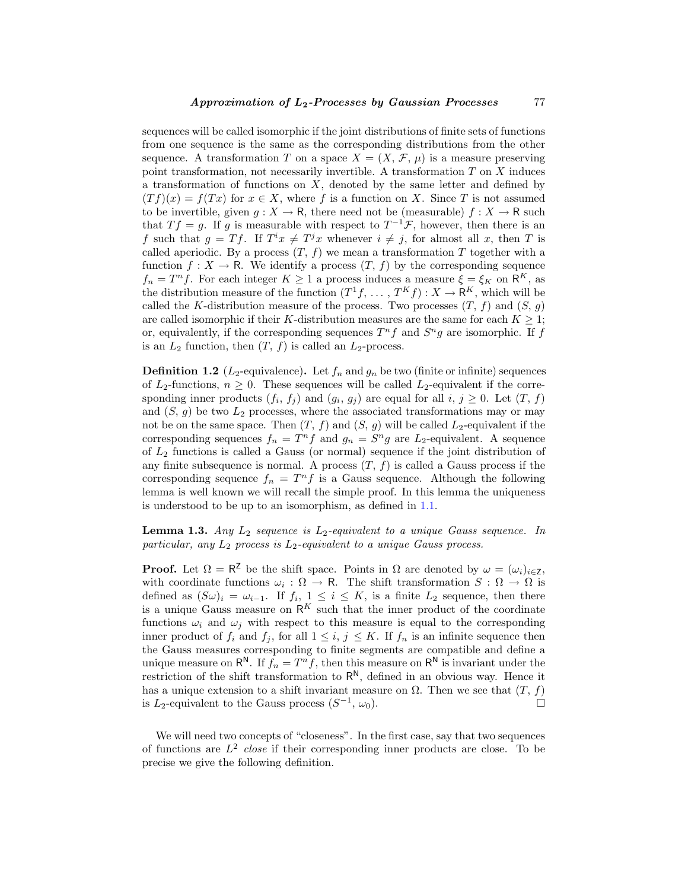sequences will be called isomorphic if the joint distributions of finite sets of functions from one sequence is the same as the corresponding distributions from the other sequence. A transformation $T$ on a space $X = (X, \mathcal{F}, \mu)$ is a measure preserving point transformation, not necessarily invertible. A transformation $T$ on $X$ induces a transformation of functions on $X$, denoted by the same letter and defined by $(Tf)(x) = f(Tx)$ for $x \in X$, where $f$ is a function on $X$. Since $T$ is not assumed to be invertible, given $g : X \to \mathsf{R}$, there need not be (measurable) $f : X \to \mathsf{R}$ such that $Tf = g$. If $g$ is measurable with respect to $T^{-1}\mathcal{F}$, however, then there is an $f$ such that $g = Tf$. If $T^i x \neq T^j x$ whenever $i \neq j$, for almost all $x$, then $T$ is called aperiodic. By a process $(T, f)$ we mean a transformation $T$ together with a function $f : X \to \mathsf{R}$. We identify a process $(T, f)$ by the corresponding sequence $f_n = T^n f$. For each integer $K \geq 1$ a process induces a measure $\xi = \xi_K$ on $\mathsf{R}^K$, as the distribution measure of the function $(T^1 f, \ldots, T^K f) : X \to \mathsf{R}^K$, which will be called the $K$-distribution measure of the process. Two processes $(T, f)$ and $(S, g)$ are called isomorphic if their $K$-distribution measures are the same for each $K \geq 1$; or, equivalently, if the corresponding sequences $T^n f$ and $S^n g$ are isomorphic. If $f$ is an $L_2$ function, then $(T, f)$ is called an $L_2$-process.

**Definition 1.2** ($L_2$-equivalence)**.** Let $f_n$ and $g_n$ be two (finite or infinite) sequences of $L_2$-functions, $n \geq 0$. These sequences will be called $L_2$-equivalent if the corresponding inner products $(f_i, f_j)$ and $(g_i, g_j)$ are equal for all $i, j \geq 0$. Let $(T, f)$ and $(S, g)$ be two $L_2$ processes, where the associated transformations may or may not be on the same space. Then $(T, f)$ and $(S, g)$ will be called $L_2$-equivalent if the corresponding sequences $f_n = T^n f$ and $g_n = S^n g$ are $L_2$-equivalent. A sequence of $L_2$ functions is called a Gauss (or normal) sequence if the joint distribution of any finite subsequence is normal. A process $(T, f)$ is called a Gauss process if the corresponding sequence $f_n = T^n f$ is a Gauss sequence. Although the following lemma is well known we will recall the simple proof. In this lemma the uniqueness is understood to be up to an isomorphism, as defined in 1.1.

**Lemma 1.3.** *Any $L_2$ sequence is $L_2$-equivalent to a unique Gauss sequence. In particular, any $L_2$ process is $L_2$-equivalent to a unique Gauss process.*

**Proof.** Let $\Omega = \mathsf{R}^{\mathsf{Z}}$ be the shift space. Points in $\Omega$ are denoted by $\omega = (\omega_i)_{i \in \mathsf{Z}}$, with coordinate functions $\omega_i : \Omega \to \mathsf{R}$. The shift transformation $S : \Omega \to \Omega$ is defined as $(S\omega)_i = \omega_{i-1}$. If $f_i$, $1 \leq i \leq K$, is a finite $L_2$ sequence, then there is a unique Gauss measure on $\mathsf{R}^K$ such that the inner product of the coordinate functions $\omega_i$ and $\omega_j$ with respect to this measure is equal to the corresponding inner product of $f_i$ and $f_j$, for all $1 \leq i, j \leq K$. If $f_n$ is an infinite sequence then the Gauss measures corresponding to finite segments are compatible and define a unique measure on $\mathsf{R}^{\mathsf{N}}$. If $f_n = T^n f$, then this measure on $\mathsf{R}^{\mathsf{N}}$ is invariant under the restriction of the shift transformation to $\mathsf{R}^{\mathsf{N}}$, defined in an obvious way. Hence it has a unique extension to a shift invariant measure on $\Omega$. Then we see that $(T, f)$ is $L_2$-equivalent to the Gauss process $(S^{-1}, \omega_0)$. □

We will need two concepts of "closeness". In the first case, say that two sequences of functions are $L^2$ *close* if their corresponding inner products are close. To be precise we give the following definition.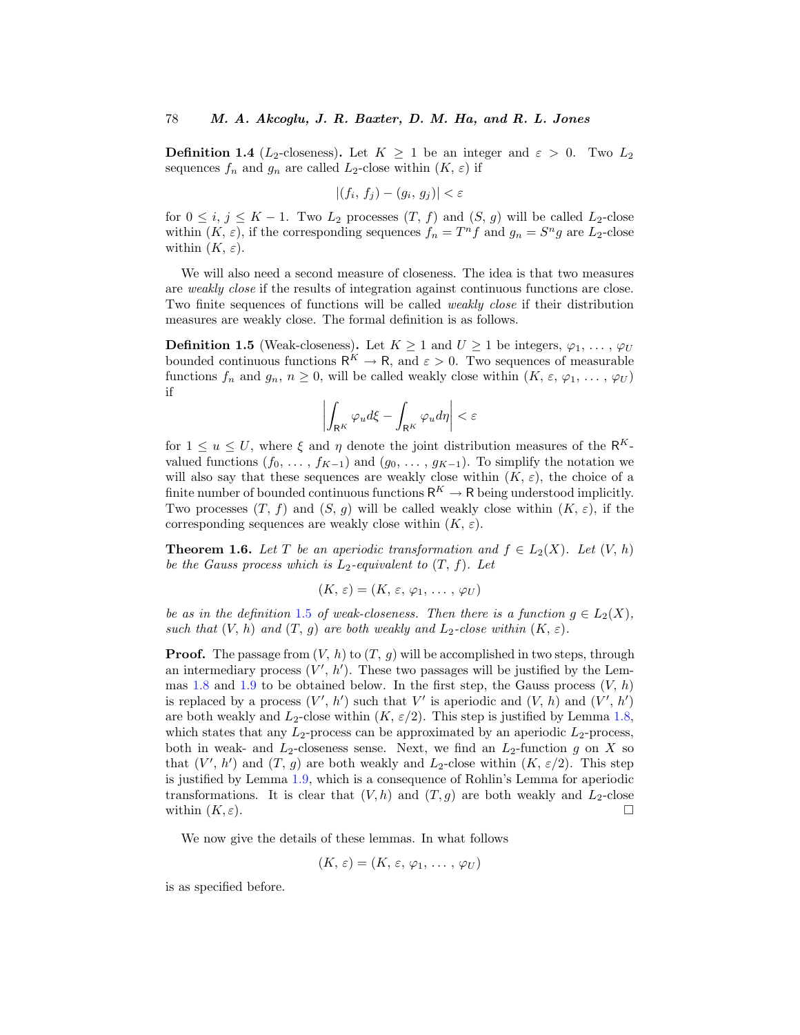**Definition 1.4** ($L_2$-closeness)**.** Let $K \geq 1$ be an integer and $\varepsilon > 0$. Two $L_2$ sequences $f_n$ and $g_n$ are called $L_2$-close within $(K, \varepsilon)$ if

$$|(f_i, f_j) - (g_i, g_j)| < \varepsilon$$

for $0 \leq i, j \leq K-1$. Two $L_2$ processes $(T, f)$ and $(S, g)$ will be called $L_2$-close within $(K, \varepsilon)$, if the corresponding sequences $f_n = T^n f$ and $g_n = S^n g$ are $L_2$-close within $(K, \varepsilon)$.

We will also need a second measure of closeness. The idea is that two measures are *weakly close* if the results of integration against continuous functions are close. Two finite sequences of functions will be called *weakly close* if their distribution measures are weakly close. The formal definition is as follows.

**Definition 1.5** (Weak-closeness)**.** Let $K \geq 1$ and $U \geq 1$ be integers, $\varphi_1, \ldots, \varphi_U$ bounded continuous functions $\mathsf{R}^K \to \mathsf{R}$, and $\varepsilon > 0$. Two sequences of measurable functions $f_n$ and $g_n$, $n \geq 0$, will be called weakly close within $(K, \varepsilon, \varphi_1, \ldots, \varphi_U)$ if

$$\left| \int_{\mathsf{R}^K} \varphi_u d\xi - \int_{\mathsf{R}^K} \varphi_u d\eta \right| < \varepsilon$$

for $1 \leq u \leq U$, where $\xi$ and $\eta$ denote the joint distribution measures of the $\mathsf{R}^K$-valued functions $(f_0, \ldots, f_{K-1})$ and $(g_0, \ldots, g_{K-1})$. To simplify the notation we will also say that these sequences are weakly close within $(K, \varepsilon)$, the choice of a finite number of bounded continuous functions $\mathsf{R}^K \to \mathsf{R}$ being understood implicitly. Two processes $(T, f)$ and $(S, g)$ will be called weakly close within $(K, \varepsilon)$, if the corresponding sequences are weakly close within $(K, \varepsilon)$.

**Theorem 1.6.** *Let $T$ be an aperiodic transformation and $f \in L_2(X)$. Let $(V, h)$ be the Gauss process which is $L_2$-equivalent to $(T, f)$. Let*

$$(K, \varepsilon) = (K, \varepsilon, \varphi_1, \ldots, \varphi_U)$$

*be as in the definition 1.5 of weak-closeness. Then there is a function $g \in L_2(X)$, such that $(V, h)$ and $(T, g)$ are both weakly and $L_2$-close within $(K, \varepsilon)$.*

**Proof.** The passage from $(V, h)$ to $(T, g)$ will be accomplished in two steps, through an intermediary process $(V', h')$. These two passages will be justified by the Lemmas 1.8 and 1.9 to be obtained below. In the first step, the Gauss process $(V, h)$ is replaced by a process $(V', h')$ such that $V'$ is aperiodic and $(V, h)$ and $(V', h')$ are both weakly and $L_2$-close within $(K, \varepsilon/2)$. This step is justified by Lemma 1.8, which states that any $L_2$-process can be approximated by an aperiodic $L_2$-process, both in weak- and $L_2$-closeness sense. Next, we find an $L_2$-function $g$ on $X$ so that $(V', h')$ and $(T, g)$ are both weakly and $L_2$-close within $(K, \varepsilon/2)$. This step is justified by Lemma 1.9, which is a consequence of Rohlin's Lemma for aperiodic transformations. It is clear that $(V, h)$ and $(T, g)$ are both weakly and $L_2$-close within $(K, \varepsilon)$. □

We now give the details of these lemmas. In what follows

$$(K, \varepsilon) = (K, \varepsilon, \varphi_1, \ldots, \varphi_U)$$

is as specified before.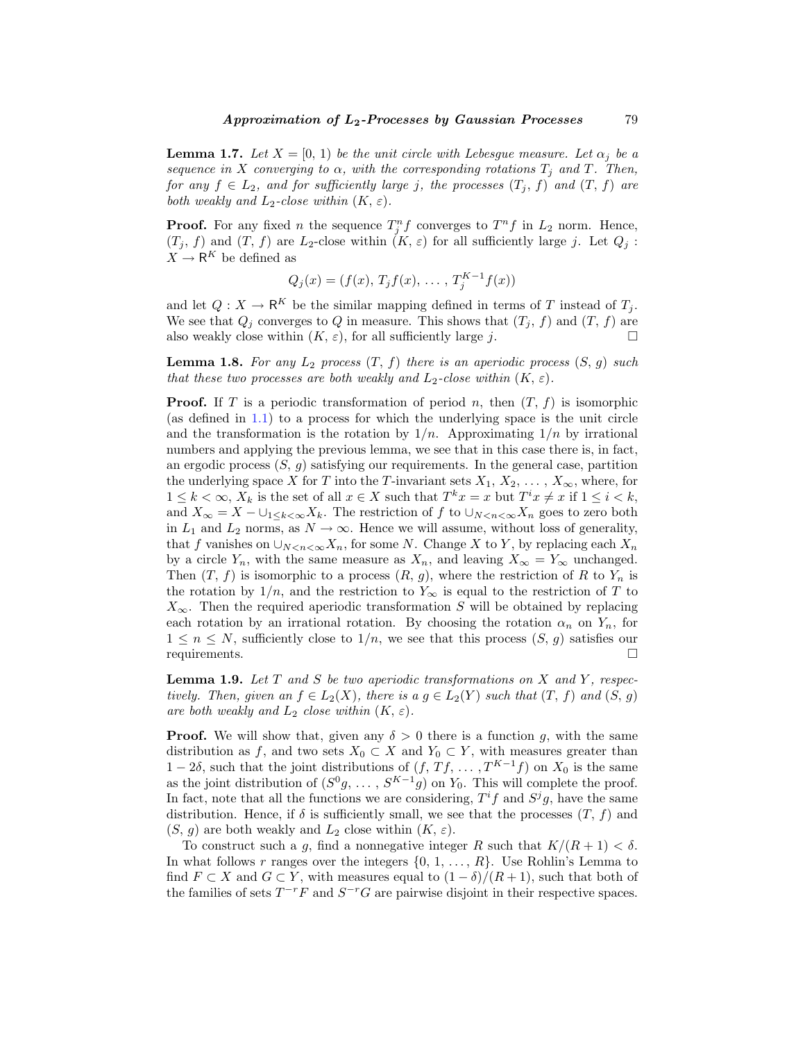**Lemma 1.7.** *Let $X = [0, 1)$ be the unit circle with Lebesgue measure. Let $\alpha_j$ be a sequence in $X$ converging to $\alpha$, with the corresponding rotations $T_j$ and $T$. Then, for any $f \in L_2$, and for sufficiently large $j$, the processes $(T_j, f)$ and $(T, f)$ are both weakly and $L_2$-close within $(K, \varepsilon)$.*

**Proof.** For any fixed $n$ the sequence $T_j^n f$ converges to $T^n f$ in $L_2$ norm. Hence, $(T_j, f)$ and $(T, f)$ are $L_2$-close within $(K, \varepsilon)$ for all sufficiently large $j$. Let $Q_j : X \to \mathsf{R}^K$ be defined as

$$Q_j(x) = (f(x), T_j f(x), \ldots, T_j^{K-1} f(x))$$

and let $Q : X \to \mathsf{R}^K$ be the similar mapping defined in terms of $T$ instead of $T_j$. We see that $Q_j$ converges to $Q$ in measure. This shows that $(T_j, f)$ and $(T, f)$ are also weakly close within $(K, \varepsilon)$, for all sufficiently large $j$. $\square$

**Lemma 1.8.** *For any $L_2$ process $(T, f)$ there is an aperiodic process $(S, g)$ such that these two processes are both weakly and $L_2$-close within $(K, \varepsilon)$.*

**Proof.** If $T$ is a periodic transformation of period $n$, then $(T, f)$ is isomorphic (as defined in 1.1) to a process for which the underlying space is the unit circle and the transformation is the rotation by $1/n$. Approximating $1/n$ by irrational numbers and applying the previous lemma, we see that in this case there is, in fact, an ergodic process $(S, g)$ satisfying our requirements. In the general case, partition the underlying space $X$ for $T$ into the $T$-invariant sets $X_1, X_2, \ldots, X_\infty$, where, for $1 \le k < \infty$, $X_k$ is the set of all $x \in X$ such that $T^k x = x$ but $T^i x \neq x$ if $1 \le i < k$, and $X_\infty = X - \cup_{1 \le k < \infty} X_k$. The restriction of $f$ to $\cup_{N < n < \infty} X_n$ goes to zero both in $L_1$ and $L_2$ norms, as $N \to \infty$. Hence we will assume, without loss of generality, that $f$ vanishes on $\cup_{N < n < \infty} X_n$, for some $N$. Change $X$ to $Y$, by replacing each $X_n$ by a circle $Y_n$, with the same measure as $X_n$, and leaving $X_\infty = Y_\infty$ unchanged. Then $(T, f)$ is isomorphic to a process $(R, g)$, where the restriction of $R$ to $Y_n$ is the rotation by $1/n$, and the restriction to $Y_\infty$ is equal to the restriction of $T$ to $X_\infty$. Then the required aperiodic transformation $S$ will be obtained by replacing each rotation by an irrational rotation. By choosing the rotation $\alpha_n$ on $Y_n$, for $1 \le n \le N$, sufficiently close to $1/n$, we see that this process $(S, g)$ satisfies our requirements. $\square$

**Lemma 1.9.** *Let $T$ and $S$ be two aperiodic transformations on $X$ and $Y$, respectively. Then, given an $f \in L_2(X)$, there is a $g \in L_2(Y)$ such that $(T, f)$ and $(S, g)$ are both weakly and $L_2$ close within $(K, \varepsilon)$.*

**Proof.** We will show that, given any $\delta > 0$ there is a function $g$, with the same distribution as $f$, and two sets $X_0 \subset X$ and $Y_0 \subset Y$, with measures greater than $1 - 2\delta$, such that the joint distributions of $(f, Tf, \ldots, T^{K-1}f)$ on $X_0$ is the same as the joint distribution of $(S^0 g, \ldots, S^{K-1} g)$ on $Y_0$. This will complete the proof. In fact, note that all the functions we are considering, $T^i f$ and $S^j g$, have the same distribution. Hence, if $\delta$ is sufficiently small, we see that the processes $(T, f)$ and $(S, g)$ are both weakly and $L_2$ close within $(K, \varepsilon)$.

To construct such a $g$, find a nonnegative integer $R$ such that $K/(R + 1) < \delta$. In what follows $r$ ranges over the integers $\{0, 1, \ldots, R\}$. Use Rohlin's Lemma to find $F \subset X$ and $G \subset Y$, with measures equal to $(1 - \delta)/(R + 1)$, such that both of the families of sets $T^{-r}F$ and $S^{-r}G$ are pairwise disjoint in their respective spaces.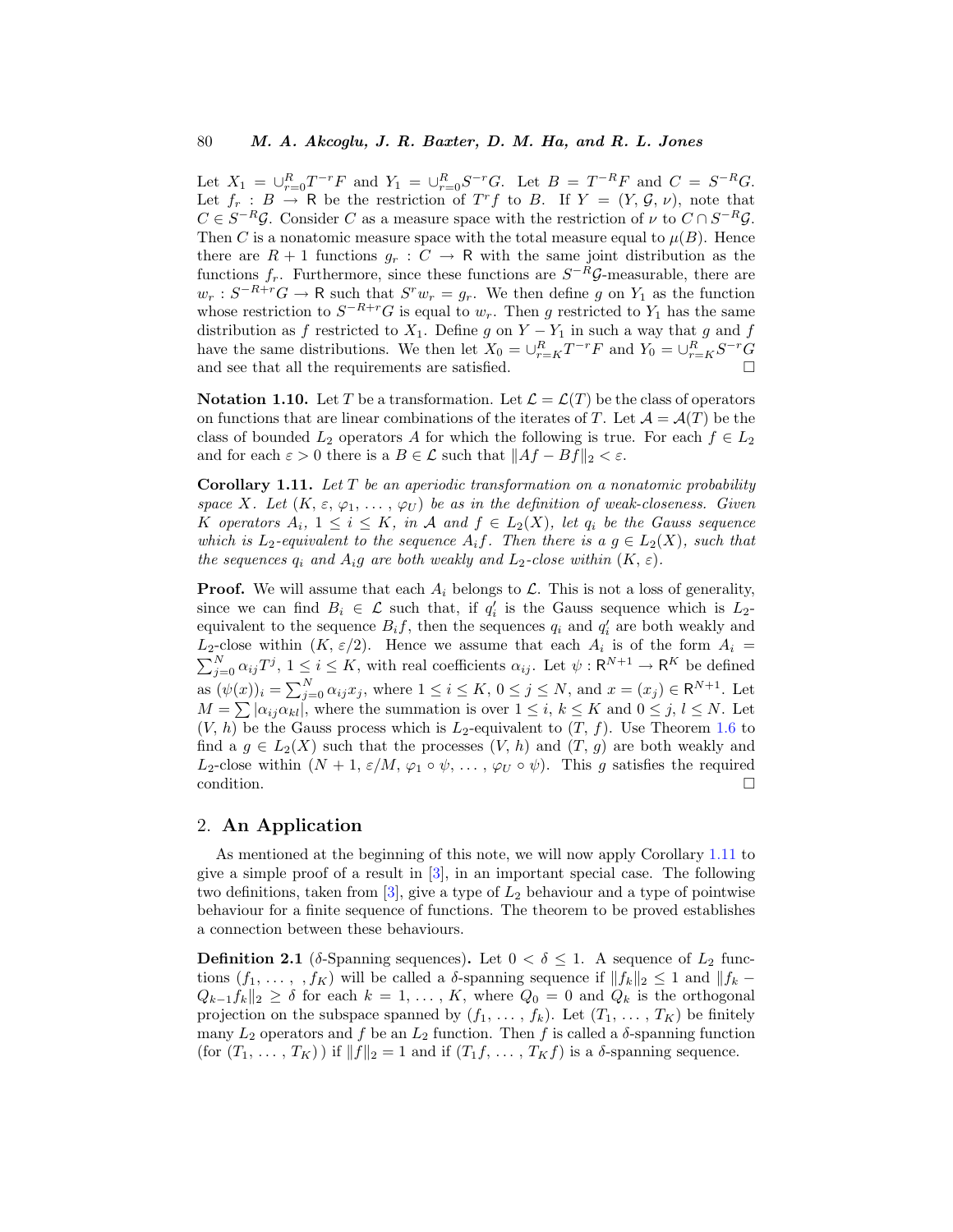Let $X_1 = \cup_{r=0}^{R} T^{-r}F$ and $Y_1 = \cup_{r=0}^{R} S^{-r}G$. Let $B = T^{-R}F$ and $C = S^{-R}G$. Let $f_r : B \to \mathsf{R}$ be the restriction of $T^r f$ to $B$. If $Y = (Y, \mathcal{G}, \nu)$, note that $C \in S^{-R}\mathcal{G}$. Consider $C$ as a measure space with the restriction of $\nu$ to $C \cap S^{-R}\mathcal{G}$. Then $C$ is a nonatomic measure space with the total measure equal to $\mu(B)$. Hence there are $R+1$ functions $g_r : C \to \mathsf{R}$ with the same joint distribution as the functions $f_r$. Furthermore, since these functions are $S^{-R}\mathcal{G}$-measurable, there are $w_r : S^{-R+r}G \to \mathsf{R}$ such that $S^r w_r = g_r$. We then define $g$ on $Y_1$ as the function whose restriction to $S^{-R+r}G$ is equal to $w_r$. Then $g$ restricted to $Y_1$ has the same distribution as $f$ restricted to $X_1$. Define $g$ on $Y - Y_1$ in such a way that $g$ and $f$ have the same distributions. We then let $X_0 = \cup_{r=K}^{R} T^{-r}F$ and $Y_0 = \cup_{r=K}^{R} S^{-r}G$ and see that all the requirements are satisfied. □

**Notation 1.10.** Let $T$ be a transformation. Let $\mathcal{L} = \mathcal{L}(T)$ be the class of operators on functions that are linear combinations of the iterates of $T$. Let $\mathcal{A} = \mathcal{A}(T)$ be the class of bounded $L_2$ operators $A$ for which the following is true. For each $f \in L_2$ and for each $\varepsilon > 0$ there is a $B \in \mathcal{L}$ such that $\|Af - Bf\|_2 < \varepsilon$.

**Corollary 1.11.** *Let $T$ be an aperiodic transformation on a nonatomic probability space $X$. Let $(K, \varepsilon, \varphi_1, \ldots, \varphi_U)$ be as in the definition of weak-closeness. Given $K$ operators $A_i$, $1 \le i \le K$, in $\mathcal{A}$ and $f \in L_2(X)$, let $q_i$ be the Gauss sequence which is $L_2$-equivalent to the sequence $A_i f$. Then there is a $g \in L_2(X)$, such that the sequences $q_i$ and $A_i g$ are both weakly and $L_2$-close within $(K, \varepsilon)$.*

**Proof.** We will assume that each $A_i$ belongs to $\mathcal{L}$. This is not a loss of generality, since we can find $B_i \in \mathcal{L}$ such that, if $q_i'$ is the Gauss sequence which is $L_2$-equivalent to the sequence $B_i f$, then the sequences $q_i$ and $q_i'$ are both weakly and $L_2$-close within $(K, \varepsilon/2)$. Hence we assume that each $A_i$ is of the form $A_i = \sum_{j=0}^{N} \alpha_{ij} T^j$, $1 \le i \le K$, with real coefficients $\alpha_{ij}$. Let $\psi : \mathsf{R}^{N+1} \to \mathsf{R}^K$ be defined as $(\psi(x))_i = \sum_{j=0}^{N} \alpha_{ij} x_j$, where $1 \le i \le K$, $0 \le j \le N$, and $x = (x_j) \in \mathsf{R}^{N+1}$. Let $M = \sum |\alpha_{ij}\alpha_{kl}|$, where the summation is over $1 \le i, k \le K$ and $0 \le j, l \le N$. Let $(V, h)$ be the Gauss process which is $L_2$-equivalent to $(T, f)$. Use Theorem 1.6 to find a $g \in L_2(X)$ such that the processes $(V, h)$ and $(T, g)$ are both weakly and $L_2$-close within $(N+1, \varepsilon/M, \varphi_1 \circ \psi, \ldots, \varphi_U \circ \psi)$. This $g$ satisfies the required condition. □

## 2. An Application

As mentioned at the beginning of this note, we will now apply Corollary 1.11 to give a simple proof of a result in [3], in an important special case. The following two definitions, taken from [3], give a type of $L_2$ behaviour and a type of pointwise behaviour for a finite sequence of functions. The theorem to be proved establishes a connection between these behaviours.

**Definition 2.1** ($\delta$-Spanning sequences)**.** Let $0 < \delta \le 1$. A sequence of $L_2$ functions $(f_1, \ldots, , f_K)$ will be called a $\delta$-spanning sequence if $\|f_k\|_2 \le 1$ and $\|f_k - Q_{k-1} f_k\|_2 \ge \delta$ for each $k = 1, \ldots, K$, where $Q_0 = 0$ and $Q_k$ is the orthogonal projection on the subspace spanned by $(f_1, \ldots, f_k)$. Let $(T_1, \ldots, T_K)$ be finitely many $L_2$ operators and $f$ be an $L_2$ function. Then $f$ is called a $\delta$-spanning function (for $(T_1, \ldots, T_K)$ ) if $\|f\|_2 = 1$ and if $(T_1 f, \ldots, T_K f)$ is a $\delta$-spanning sequence.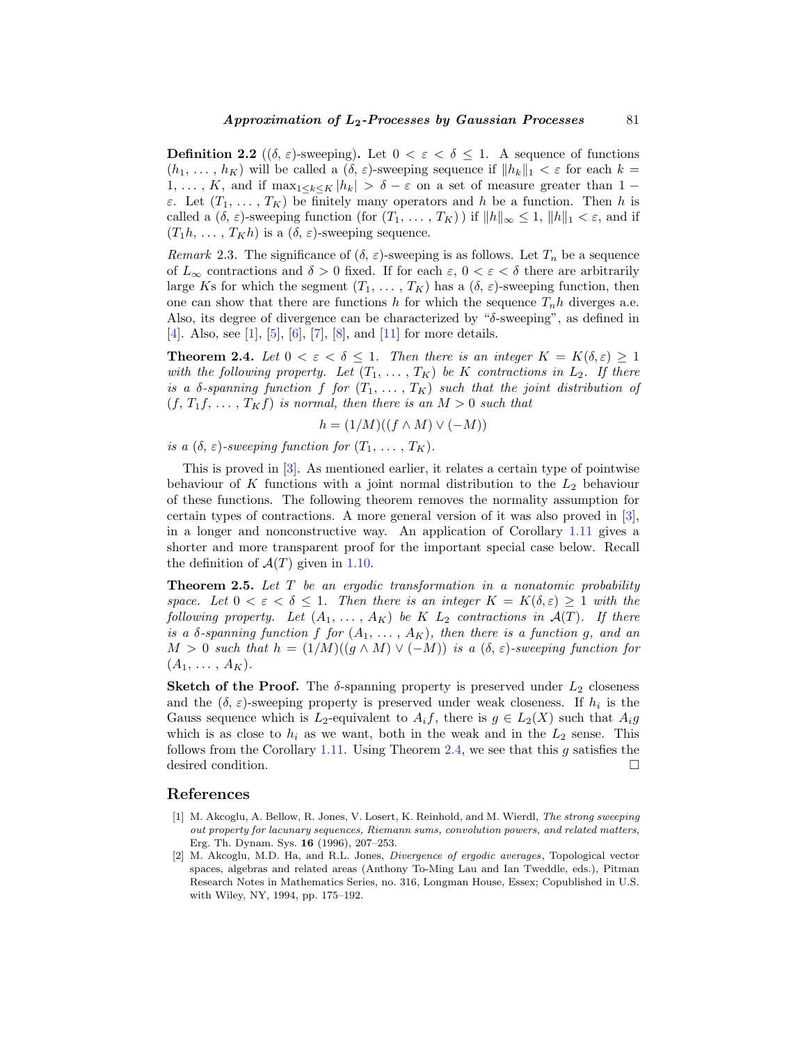**Definition 2.2** (($\delta$, $\varepsilon$)-sweeping)**.** Let $0 < \varepsilon < \delta \leq 1$. A sequence of functions $(h_1, \ldots, h_K)$ will be called a $(\delta, \varepsilon)$-sweeping sequence if $\|h_k\|_1 < \varepsilon$ for each $k = 1, \ldots, K$, and if $\max_{1 \leq k \leq K} |h_k| > \delta - \varepsilon$ on a set of measure greater than $1 - \varepsilon$. Let $(T_1, \ldots, T_K)$ be finitely many operators and $h$ be a function. Then $h$ is called a $(\delta, \varepsilon)$-sweeping function (for $(T_1, \ldots, T_K)$) if $\|h\|_\infty \leq 1$, $\|h\|_1 < \varepsilon$, and if $(T_1 h, \ldots, T_K h)$ is a $(\delta, \varepsilon)$-sweeping sequence.

*Remark* 2.3. The significance of $(\delta, \varepsilon)$-sweeping is as follows. Let $T_n$ be a sequence of $L_\infty$ contractions and $\delta > 0$ fixed. If for each $\varepsilon$, $0 < \varepsilon < \delta$ there are arbitrarily large $K$s for which the segment $(T_1, \ldots, T_K)$ has a $(\delta, \varepsilon)$-sweeping function, then one can show that there are functions $h$ for which the sequence $T_n h$ diverges a.e. Also, its degree of divergence can be characterized by "$\delta$-sweeping", as defined in [4]. Also, see [1], [5], [6], [7], [8], and [11] for more details.

**Theorem 2.4.** *Let $0 < \varepsilon < \delta \leq 1$. Then there is an integer $K = K(\delta, \varepsilon) \geq 1$ with the following property. Let $(T_1, \ldots, T_K)$ be $K$ contractions in $L_2$. If there is a $\delta$-spanning function $f$ for $(T_1, \ldots, T_K)$ such that the joint distribution of $(f, T_1 f, \ldots, T_K f)$ is normal, then there is an $M > 0$ such that*

$$h = (1/M)((f \wedge M) \vee (-M))$$

*is a $(\delta, \varepsilon)$-sweeping function for $(T_1, \ldots, T_K)$.*

This is proved in [3]. As mentioned earlier, it relates a certain type of pointwise behaviour of $K$ functions with a joint normal distribution to the $L_2$ behaviour of these functions. The following theorem removes the normality assumption for certain types of contractions. A more general version of it was also proved in [3], in a longer and nonconstructive way. An application of Corollary 1.11 gives a shorter and more transparent proof for the important special case below. Recall the definition of $\mathcal{A}(T)$ given in 1.10.

**Theorem 2.5.** *Let $T$ be an ergodic transformation in a nonatomic probability space. Let $0 < \varepsilon < \delta \leq 1$. Then there is an integer $K = K(\delta, \varepsilon) \geq 1$ with the following property. Let $(A_1, \ldots, A_K)$ be $K$ $L_2$ contractions in $\mathcal{A}(T)$. If there is a $\delta$-spanning function $f$ for $(A_1, \ldots, A_K)$, then there is a function $g$, and an $M > 0$ such that $h = (1/M)((g \wedge M) \vee (-M))$ is a $(\delta, \varepsilon)$-sweeping function for $(A_1, \ldots, A_K)$.*

**Sketch of the Proof.** The $\delta$-spanning property is preserved under $L_2$ closeness and the $(\delta, \varepsilon)$-sweeping property is preserved under weak closeness. If $h_i$ is the Gauss sequence which is $L_2$-equivalent to $A_i f$, there is $g \in L_2(X)$ such that $A_i g$ which is as close to $h_i$ as we want, both in the weak and in the $L_2$ sense. This follows from the Corollary 1.11. Using Theorem 2.4, we see that this $g$ satisfies the desired condition. □

## References

[1] M. Akcoglu, A. Bellow, R. Jones, V. Losert, K. Reinhold, and M. Wierdl, *The strong sweeping out property for lacunary sequences, Riemann sums, convolution powers, and related matters*, Erg. Th. Dynam. Sys. **16** (1996), 207–253.

[2] M. Akcoglu, M.D. Ha, and R.L. Jones, *Divergence of ergodic averages*, Topological vector spaces, algebras and related areas (Anthony To-Ming Lau and Ian Tweddle, eds.), Pitman Research Notes in Mathematics Series, no. 316, Longman House, Essex; Copublished in U.S. with Wiley, NY, 1994, pp. 175–192.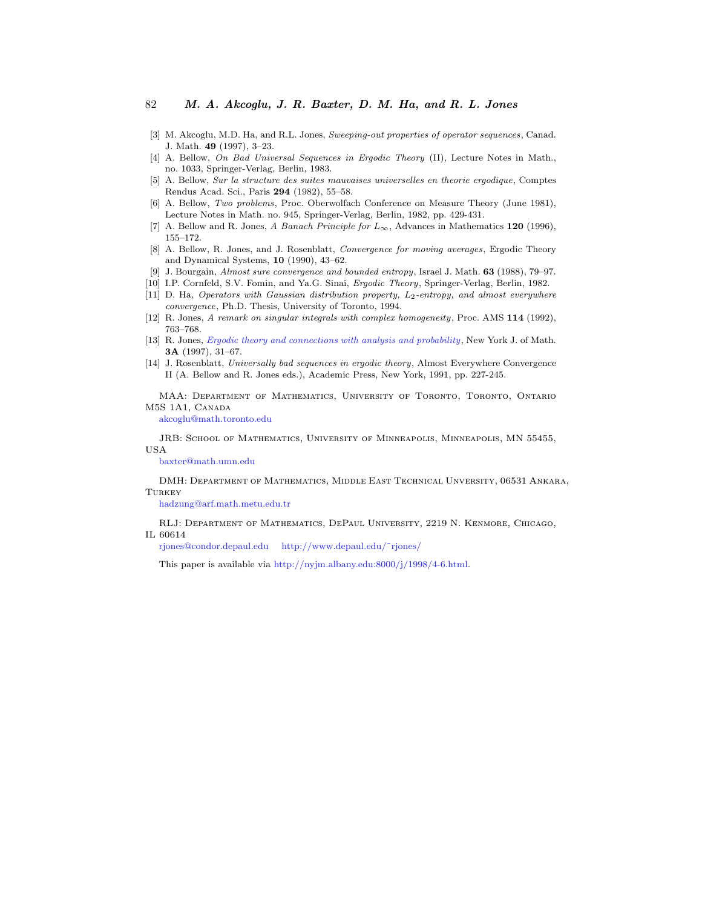[3] M. Akcoglu, M.D. Ha, and R.L. Jones, *Sweeping-out properties of operator sequences*, Canad. J. Math. **49** (1997), 3–23.

[4] A. Bellow, *On Bad Universal Sequences in Ergodic Theory* (II), Lecture Notes in Math., no. 1033, Springer-Verlag, Berlin, 1983.

[5] A. Bellow, *Sur la structure des suites mauvaises universelles en theorie ergodique*, Comptes Rendus Acad. Sci., Paris **294** (1982), 55–58.

[6] A. Bellow, *Two problems*, Proc. Oberwolfach Conference on Measure Theory (June 1981), Lecture Notes in Math. no. 945, Springer-Verlag, Berlin, 1982, pp. 429-431.

[7] A. Bellow and R. Jones, *A Banach Principle for $L_\infty$*, Advances in Mathematics **120** (1996), 155–172.

[8] A. Bellow, R. Jones, and J. Rosenblatt, *Convergence for moving averages*, Ergodic Theory and Dynamical Systems, **10** (1990), 43–62.

[9] J. Bourgain, *Almost sure convergence and bounded entropy*, Israel J. Math. **63** (1988), 79–97.

[10] I.P. Cornfeld, S.V. Fomin, and Ya.G. Sinai, *Ergodic Theory*, Springer-Verlag, Berlin, 1982.

[11] D. Ha, *Operators with Gaussian distribution property, $L_2$-entropy, and almost everywhere convergence*, Ph.D. Thesis, University of Toronto, 1994.

[12] R. Jones, *A remark on singular integrals with complex homogeneity*, Proc. AMS **114** (1992), 763–768.

[13] R. Jones, *Ergodic theory and connections with analysis and probability*, New York J. of Math. **3A** (1997), 31–67.

[14] J. Rosenblatt, *Universally bad sequences in ergodic theory*, Almost Everywhere Convergence II (A. Bellow and R. Jones eds.), Academic Press, New York, 1991, pp. 227-245.

MAA: Department of Mathematics, University of Toronto, Toronto, Ontario M5S 1A1, Canada
akcoglu@math.toronto.edu

JRB: School of Mathematics, University of Minneapolis, Minneapolis, MN 55455, USA
baxter@math.umn.edu

DMH: Department of Mathematics, Middle East Technical Unversity, 06531 Ankara, Turkey
hadzung@arf.math.metu.edu.tr

RLJ: Department of Mathematics, DePaul University, 2219 N. Kenmore, Chicago, IL 60614
rjones@condor.depaul.edu http://www.depaul.edu/~rjones/

This paper is available via http://nyjm.albany.edu:8000/j/1998/4-6.html.